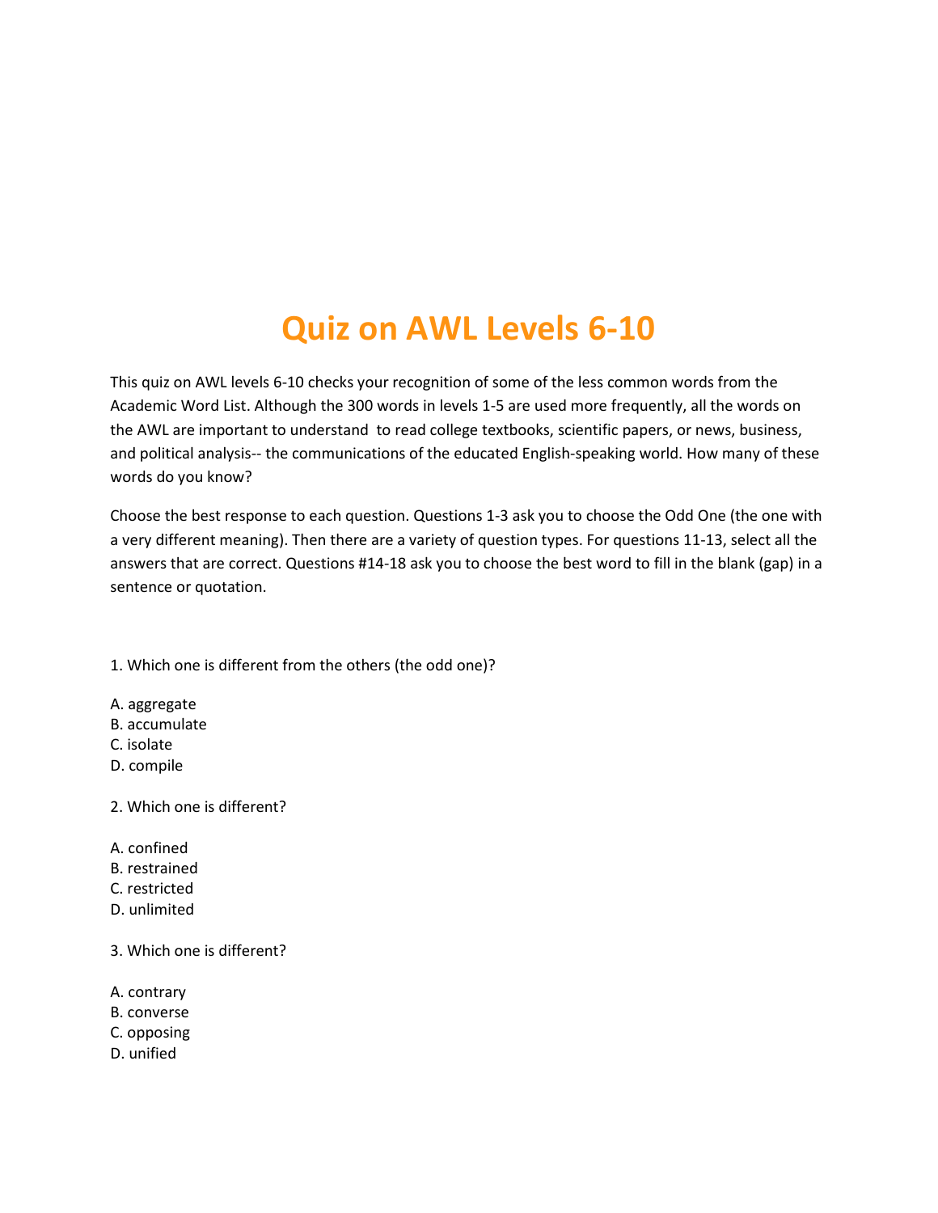# Quiz on AWL Levels 6-10

This quiz on AWL levels 6-10 checks your recognition of some of the less common words from the Academic Word List. Although the 300 words in levels 1-5 are used more frequently, all the words on the AWL are important to understand  to read college textbooks, scientific papers, or news, business, and political analysis-- the communications of the educated English-speaking world. How many of these words do you know?

Choose the best response to each question. Questions 1-3 ask you to choose the Odd One (the one with a very different meaning). Then there are a variety of question types. For questions 11-13, select all the answers that are correct. Questions #14-18 ask you to choose the best word to fill in the blank (gap) in a sentence or quotation.

1. Which one is different from the others (the odd one)?

A. aggregate
B. accumulate
C. isolate
D. compile

2. Which one is different?

A. confined
B. restrained
C. restricted
D. unlimited

3. Which one is different?

A. contrary
B. converse
C. opposing
D. unified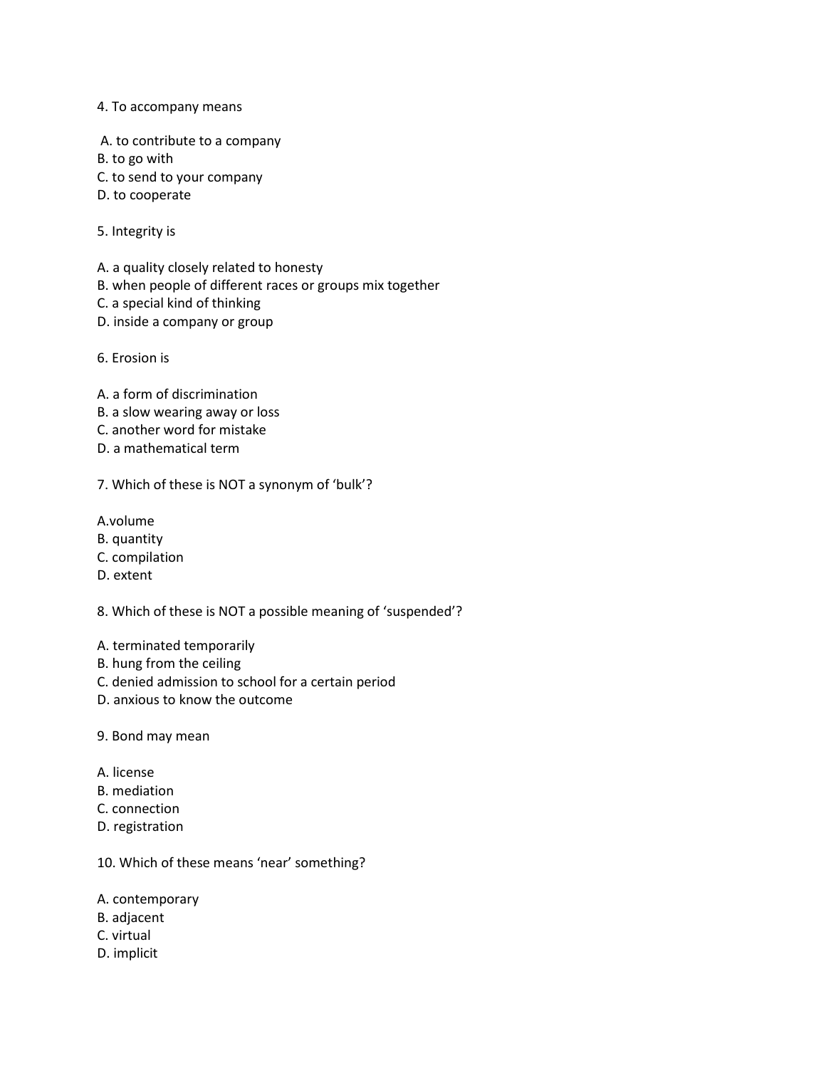4. To accompany means

A. to contribute to a company
B. to go with
C. to send to your company
D. to cooperate

5. Integrity is

A. a quality closely related to honesty
B. when people of different races or groups mix together
C. a special kind of thinking
D. inside a company or group

6. Erosion is

A. a form of discrimination
B. a slow wearing away or loss
C. another word for mistake
D. a mathematical term

7. Which of these is NOT a synonym of 'bulk'?

A.volume
B. quantity
C. compilation
D. extent

8. Which of these is NOT a possible meaning of 'suspended'?

A. terminated temporarily
B. hung from the ceiling
C. denied admission to school for a certain period
D. anxious to know the outcome

9. Bond may mean

A. license
B. mediation
C. connection
D. registration

10. Which of these means 'near' something?

A. contemporary
B. adjacent
C. virtual
D. implicit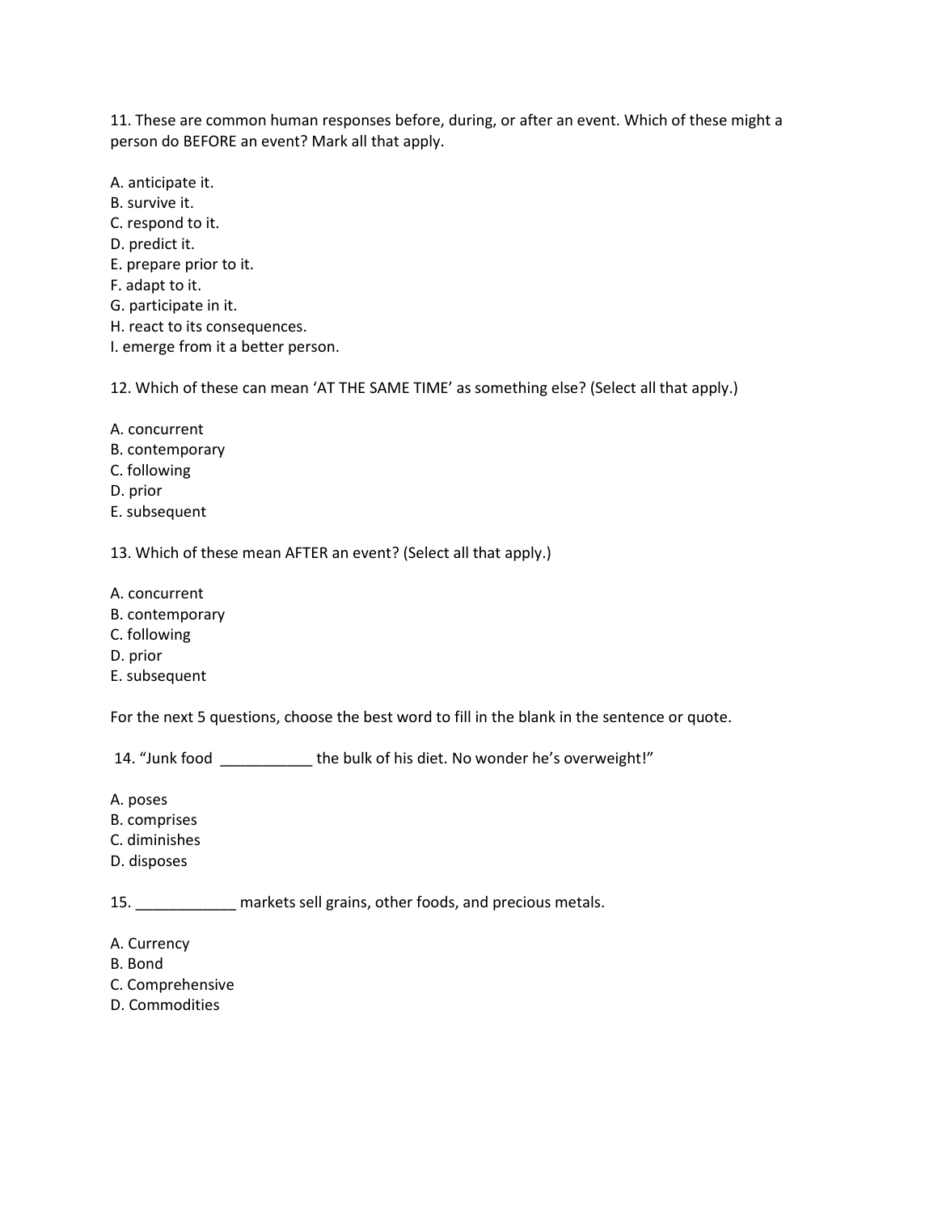11. These are common human responses before, during, or after an event. Which of these might a person do BEFORE an event? Mark all that apply.

A. anticipate it.
B. survive it.
C. respond to it.
D. predict it.
E. prepare prior to it.
F. adapt to it.
G. participate in it.
H. react to its consequences.
I. emerge from it a better person.

12. Which of these can mean 'AT THE SAME TIME' as something else? (Select all that apply.)

A. concurrent
B. contemporary
C. following
D. prior
E. subsequent

13. Which of these mean AFTER an event? (Select all that apply.)

A. concurrent
B. contemporary
C. following
D. prior
E. subsequent

For the next 5 questions, choose the best word to fill in the blank in the sentence or quote.

14. "Junk food ___________ the bulk of his diet. No wonder he's overweight!"

A. poses
B. comprises
C. diminishes
D. disposes

15. ____________ markets sell grains, other foods, and precious metals.

A. Currency
B. Bond
C. Comprehensive
D. Commodities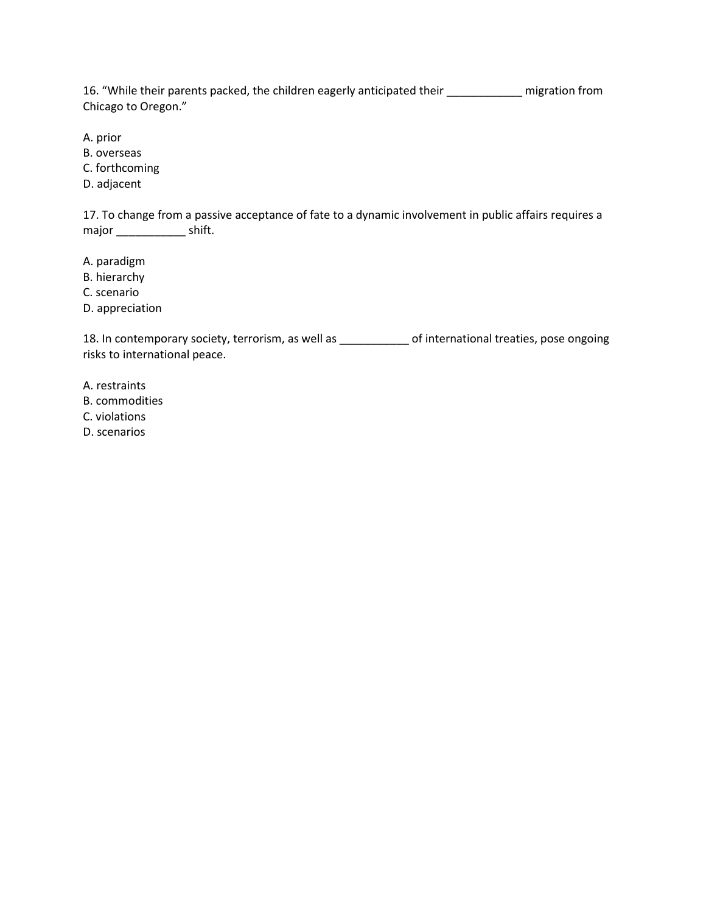16. “While their parents packed, the children eagerly anticipated their ____________ migration from Chicago to Oregon.”

A. prior
B. overseas
C. forthcoming
D. adjacent

17. To change from a passive acceptance of fate to a dynamic involvement in public affairs requires a major ___________ shift.

A. paradigm
B. hierarchy
C. scenario
D. appreciation

18. In contemporary society, terrorism, as well as ___________ of international treaties, pose ongoing risks to international peace.

A. restraints
B. commodities
C. violations
D. scenarios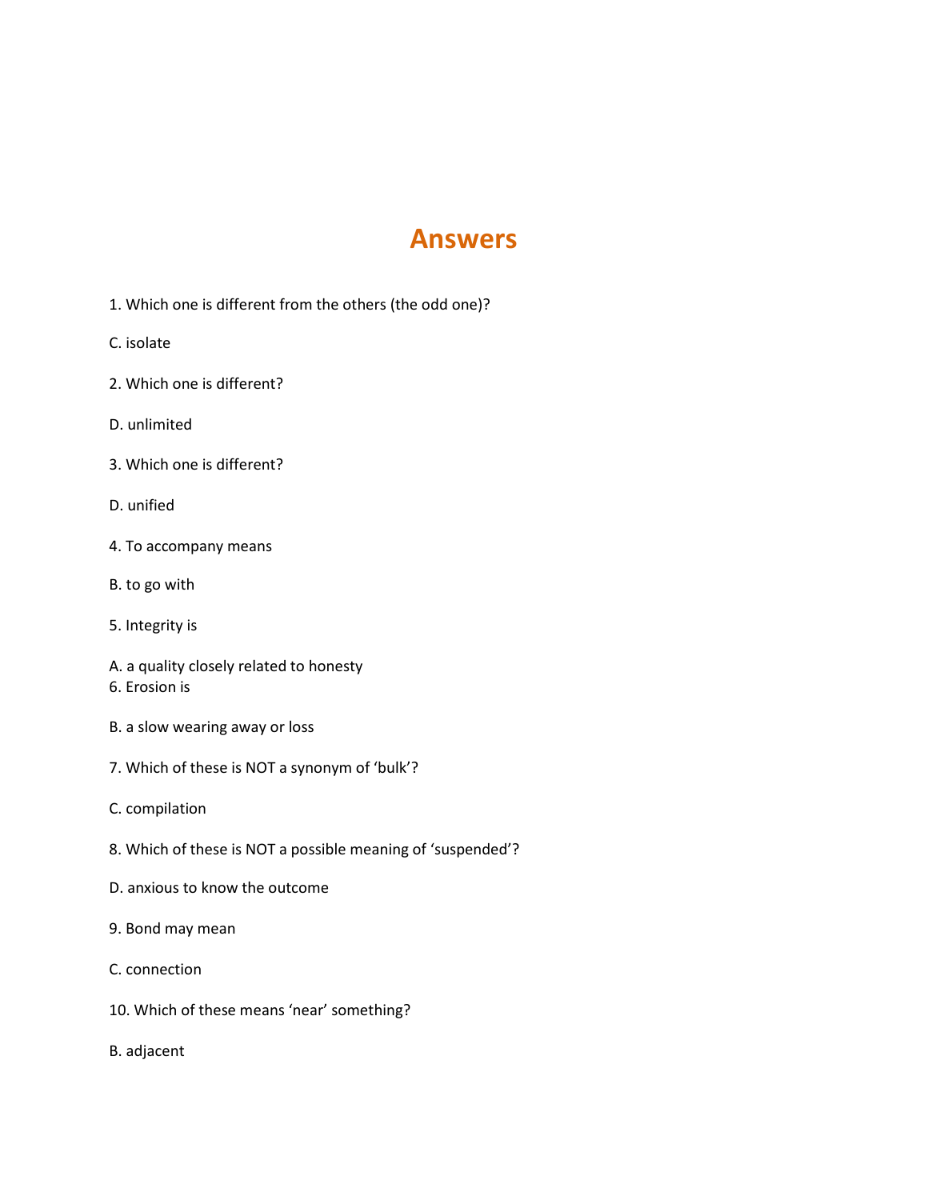# Answers

1. Which one is different from the others (the odd one)?

C. isolate

2. Which one is different?

D. unlimited

3. Which one is different?

D. unified

4. To accompany means

B. to go with

5. Integrity is

A. a quality closely related to honesty

6. Erosion is

B. a slow wearing away or loss

7. Which of these is NOT a synonym of 'bulk'?

C. compilation

8. Which of these is NOT a possible meaning of 'suspended'?

D. anxious to know the outcome

9. Bond may mean

C. connection

10. Which of these means 'near' something?

B. adjacent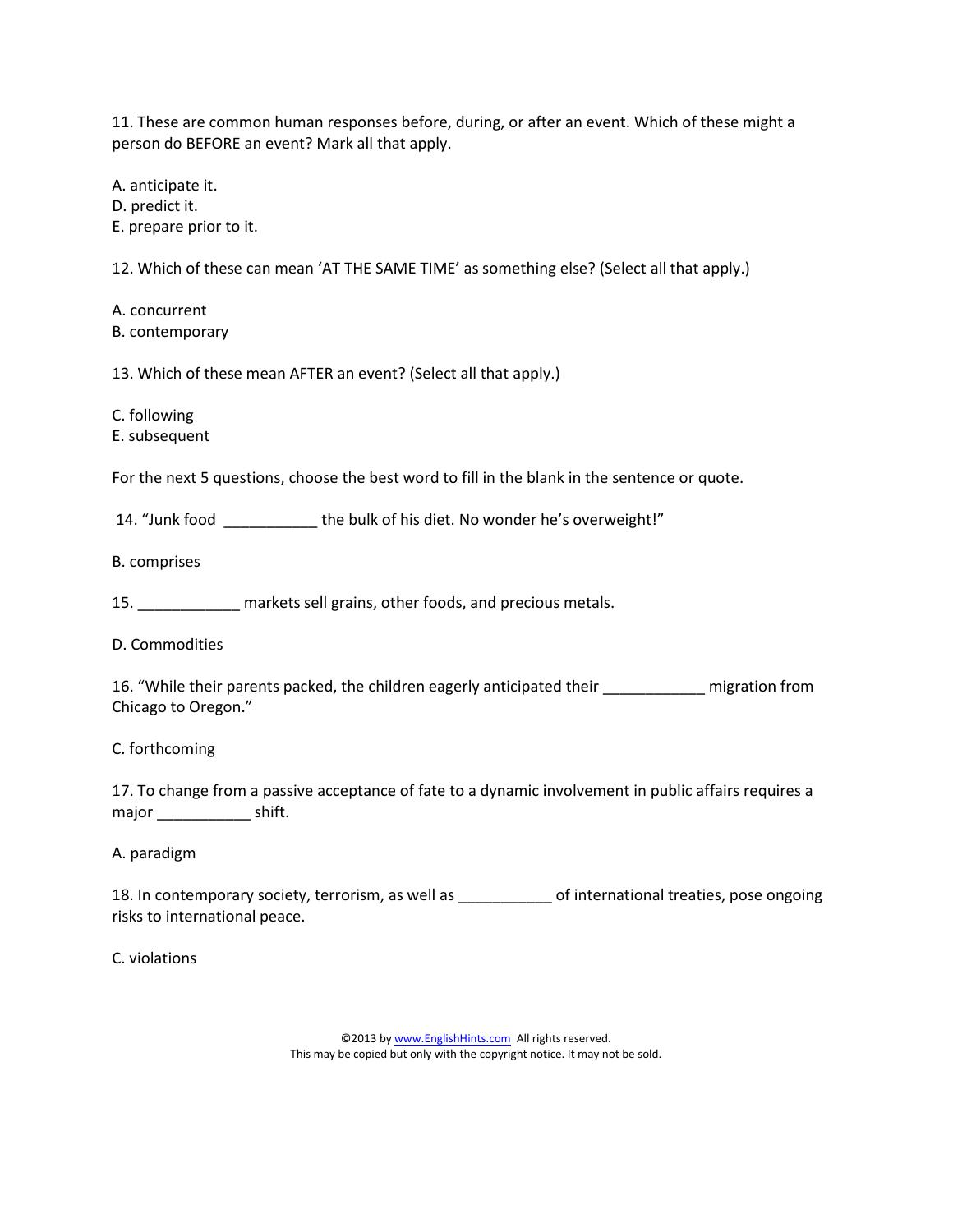11. These are common human responses before, during, or after an event. Which of these might a person do BEFORE an event? Mark all that apply.

A. anticipate it.
D. predict it.
E. prepare prior to it.

12. Which of these can mean 'AT THE SAME TIME' as something else? (Select all that apply.)

A. concurrent
B. contemporary

13. Which of these mean AFTER an event? (Select all that apply.)

C. following
E. subsequent

For the next 5 questions, choose the best word to fill in the blank in the sentence or quote.

14. "Junk food ___________ the bulk of his diet. No wonder he's overweight!"

B. comprises

15. ____________ markets sell grains, other foods, and precious metals.

D. Commodities

16. "While their parents packed, the children eagerly anticipated their ____________ migration from Chicago to Oregon."

C. forthcoming

17. To change from a passive acceptance of fate to a dynamic involvement in public affairs requires a major ___________ shift.

A. paradigm

18. In contemporary society, terrorism, as well as ___________ of international treaties, pose ongoing risks to international peace.

C. violations

©2013 by www.EnglishHints.com All rights reserved.
This may be copied but only with the copyright notice. It may not be sold.